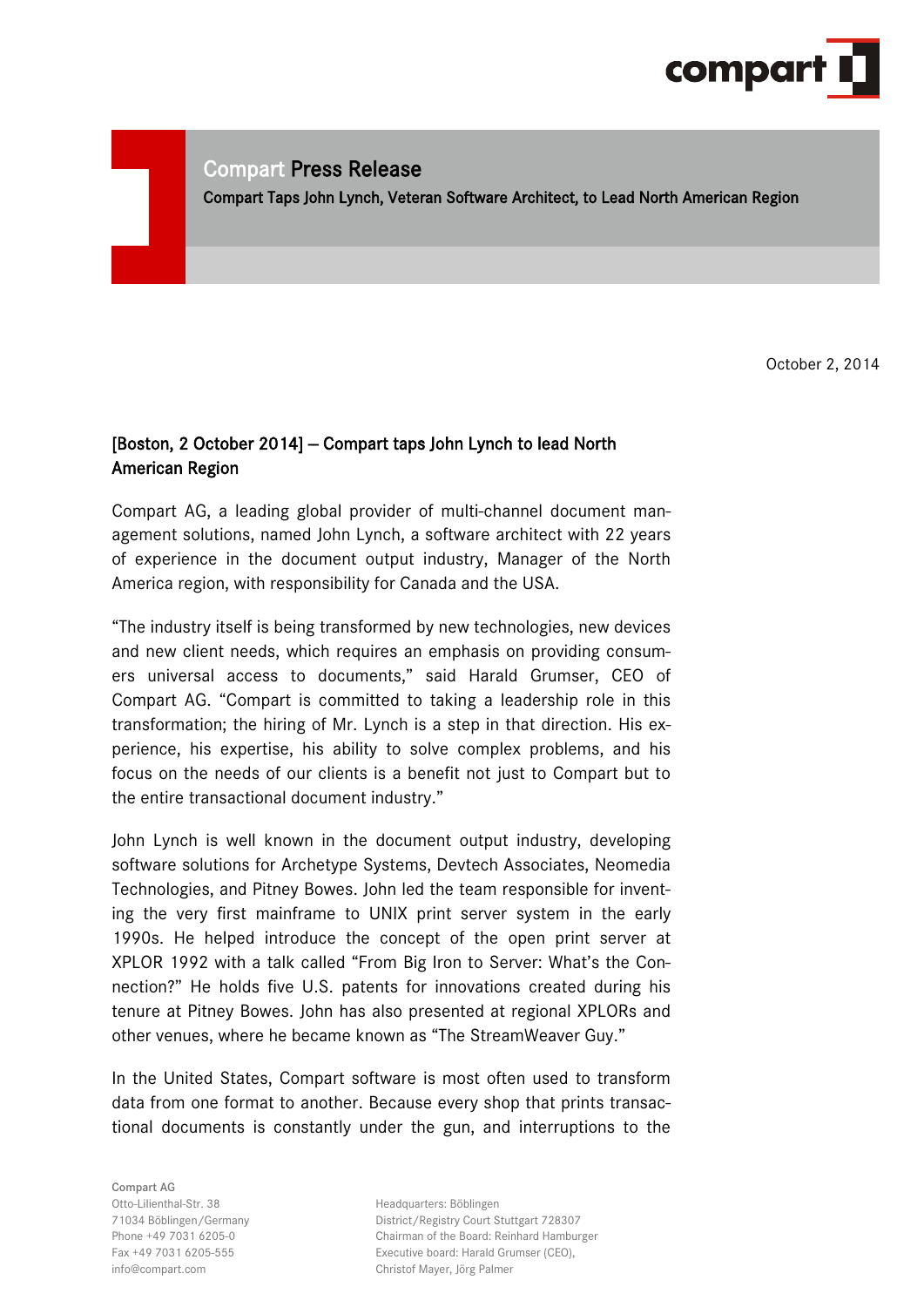# Compart Press Release

**Compart Taps John Lynch, Veteran Software Architect, to Lead North American Region**

October 2, 2014

## [Boston, 2 October 2014] – Compart taps John Lynch to lead North American Region

Compart AG, a leading global provider of multi-channel document management solutions, named John Lynch, a software architect with 22 years of experience in the document output industry, Manager of the North America region, with responsibility for Canada and the USA.

"The industry itself is being transformed by new technologies, new devices and new client needs, which requires an emphasis on providing consumers universal access to documents," said Harald Grumser, CEO of Compart AG. "Compart is committed to taking a leadership role in this transformation; the hiring of Mr. Lynch is a step in that direction. His experience, his expertise, his ability to solve complex problems, and his focus on the needs of our clients is a benefit not just to Compart but to the entire transactional document industry."

John Lynch is well known in the document output industry, developing software solutions for Archetype Systems, Devtech Associates, Neomedia Technologies, and Pitney Bowes. John led the team responsible for inventing the very first mainframe to UNIX print server system in the early 1990s. He helped introduce the concept of the open print server at XPLOR 1992 with a talk called "From Big Iron to Server: What's the Connection?" He holds five U.S. patents for innovations created during his tenure at Pitney Bowes. John has also presented at regional XPLORs and other venues, where he became known as "The StreamWeaver Guy."

In the United States, Compart software is most often used to transform data from one format to another. Because every shop that prints transactional documents is constantly under the gun, and interruptions to the

Compart AG
Otto-Lilienthal-Str. 38
71034 Böblingen/Germany
Phone +49 7031 6205-0
Fax +49 7031 6205-555
info@compart.com

Headquarters: Böblingen
District/Registry Court Stuttgart 728307
Chairman of the Board: Reinhard Hamburger
Executive board: Harald Grumser (CEO),
Christof Mayer, Jörg Palmer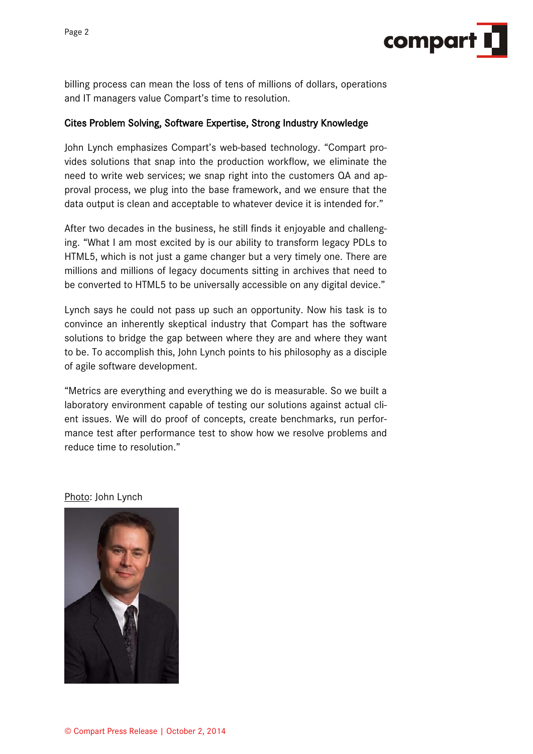billing process can mean the loss of tens of millions of dollars, operations and IT managers value Compart's time to resolution.

### Cites Problem Solving, Software Expertise, Strong Industry Knowledge

John Lynch emphasizes Compart's web-based technology. "Compart provides solutions that snap into the production workflow, we eliminate the need to write web services; we snap right into the customers QA and approval process, we plug into the base framework, and we ensure that the data output is clean and acceptable to whatever device it is intended for."

After two decades in the business, he still finds it enjoyable and challenging. "What I am most excited by is our ability to transform legacy PDLs to HTML5, which is not just a game changer but a very timely one. There are millions and millions of legacy documents sitting in archives that need to be converted to HTML5 to be universally accessible on any digital device."

Lynch says he could not pass up such an opportunity. Now his task is to convince an inherently skeptical industry that Compart has the software solutions to bridge the gap between where they are and where they want to be. To accomplish this, John Lynch points to his philosophy as a disciple of agile software development.

"Metrics are everything and everything we do is measurable. So we built a laboratory environment capable of testing our solutions against actual client issues. We will do proof of concepts, create benchmarks, run performance test after performance test to show how we resolve problems and reduce time to resolution."

Photo: John Lynch

© Compart Press Release | October 2, 2014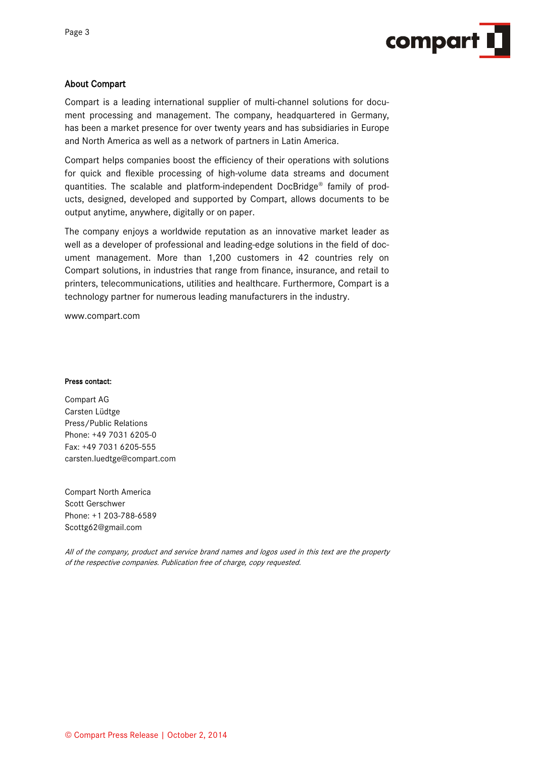## About Compart

Compart is a leading international supplier of multi-channel solutions for document processing and management. The company, headquartered in Germany, has been a market presence for over twenty years and has subsidiaries in Europe and North America as well as a network of partners in Latin America.

Compart helps companies boost the efficiency of their operations with solutions for quick and flexible processing of high-volume data streams and document quantities. The scalable and platform-independent DocBridge® family of products, designed, developed and supported by Compart, allows documents to be output anytime, anywhere, digitally or on paper.

The company enjoys a worldwide reputation as an innovative market leader as well as a developer of professional and leading-edge solutions in the field of document management. More than 1,200 customers in 42 countries rely on Compart solutions, in industries that range from finance, insurance, and retail to printers, telecommunications, utilities and healthcare. Furthermore, Compart is a technology partner for numerous leading manufacturers in the industry.

www.compart.com

**Press contact:**

Compart AG
Carsten Lüdtge
Press/Public Relations
Phone: +49 7031 6205-0
Fax: +49 7031 6205-555
carsten.luedtge@compart.com

Compart North America
Scott Gerschwer
Phone: +1 203-788-6589
Scottg62@gmail.com

*All of the company, product and service brand names and logos used in this text are the property of the respective companies. Publication free of charge, copy requested.*